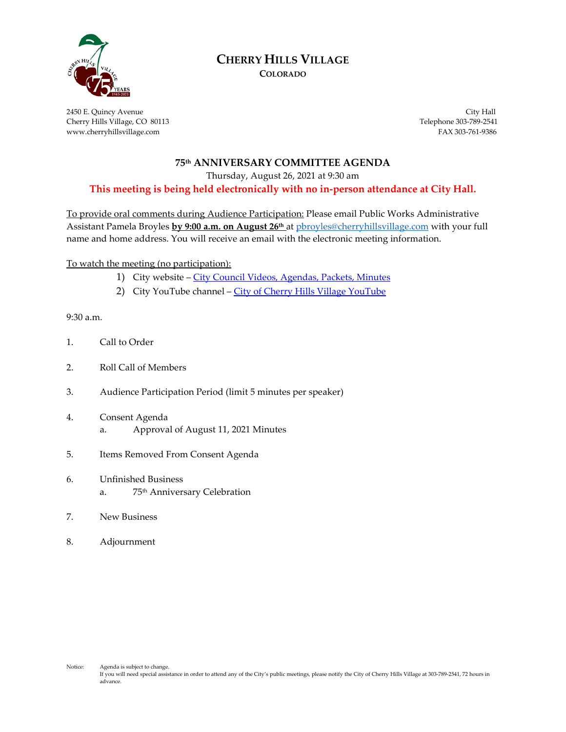# CHERRY HILLS VILLAGE
## COLORADO

2450 E. Quincy Avenue
Cherry Hills Village, CO 80113
www.cherryhillsvillage.com

City Hall
Telephone 303-789-2541
FAX 303-761-9386

## 75th ANNIVERSARY COMMITTEE AGENDA

Thursday, August 26, 2021 at 9:30 am

**This meeting is being held electronically with no in-person attendance at City Hall.**

To provide oral comments during Audience Participation: Please email Public Works Administrative Assistant Pamela Broyles **by 9:00 a.m. on August 26th** at pbroyles@cherryhillsvillage.com with your full name and home address. You will receive an email with the electronic meeting information.

To watch the meeting (no participation):

1) City website – City Council Videos, Agendas, Packets, Minutes
2) City YouTube channel – City of Cherry Hills Village YouTube

9:30 a.m.

1. Call to Order
2. Roll Call of Members
3. Audience Participation Period (limit 5 minutes per speaker)
4. Consent Agenda
   a. Approval of August 11, 2021 Minutes
5. Items Removed From Consent Agenda
6. Unfinished Business
   a. 75th Anniversary Celebration
7. New Business
8. Adjournment

Notice: Agenda is subject to change.
If you will need special assistance in order to attend any of the City's public meetings, please notify the City of Cherry Hills Village at 303-789-2541, 72 hours in advance.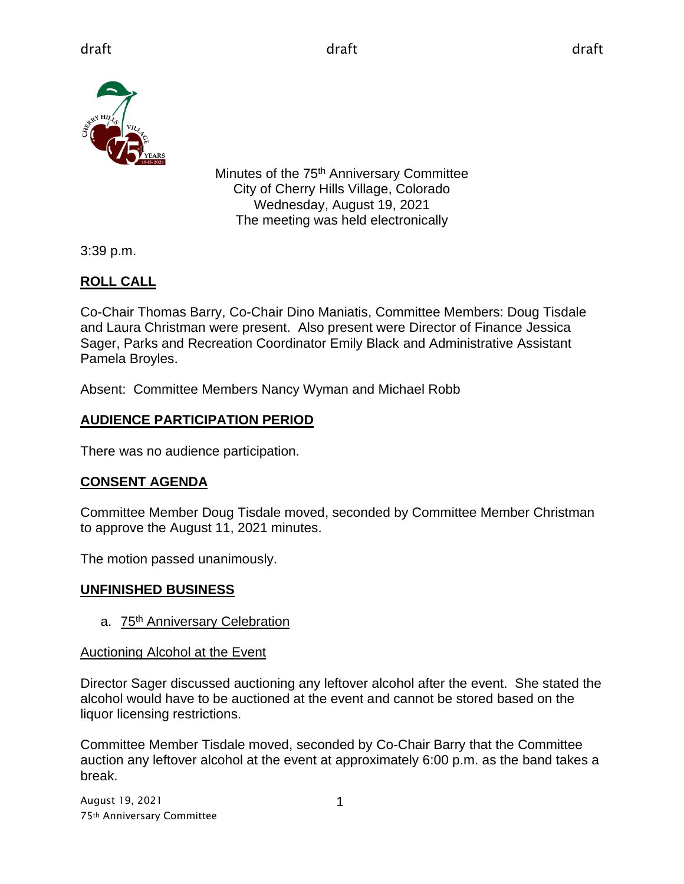draft draft draft

Minutes of the 75th Anniversary Committee
City of Cherry Hills Village, Colorado
Wednesday, August 19, 2021
The meeting was held electronically

3:39 p.m.

## ROLL CALL

Co-Chair Thomas Barry, Co-Chair Dino Maniatis, Committee Members: Doug Tisdale and Laura Christman were present. Also present were Director of Finance Jessica Sager, Parks and Recreation Coordinator Emily Black and Administrative Assistant Pamela Broyles.

Absent: Committee Members Nancy Wyman and Michael Robb

## AUDIENCE PARTICIPATION PERIOD

There was no audience participation.

## CONSENT AGENDA

Committee Member Doug Tisdale moved, seconded by Committee Member Christman to approve the August 11, 2021 minutes.

The motion passed unanimously.

## UNFINISHED BUSINESS

a. 75th Anniversary Celebration

Auctioning Alcohol at the Event

Director Sager discussed auctioning any leftover alcohol after the event. She stated the alcohol would have to be auctioned at the event and cannot be stored based on the liquor licensing restrictions.

Committee Member Tisdale moved, seconded by Co-Chair Barry that the Committee auction any leftover alcohol at the event at approximately 6:00 p.m. as the band takes a break.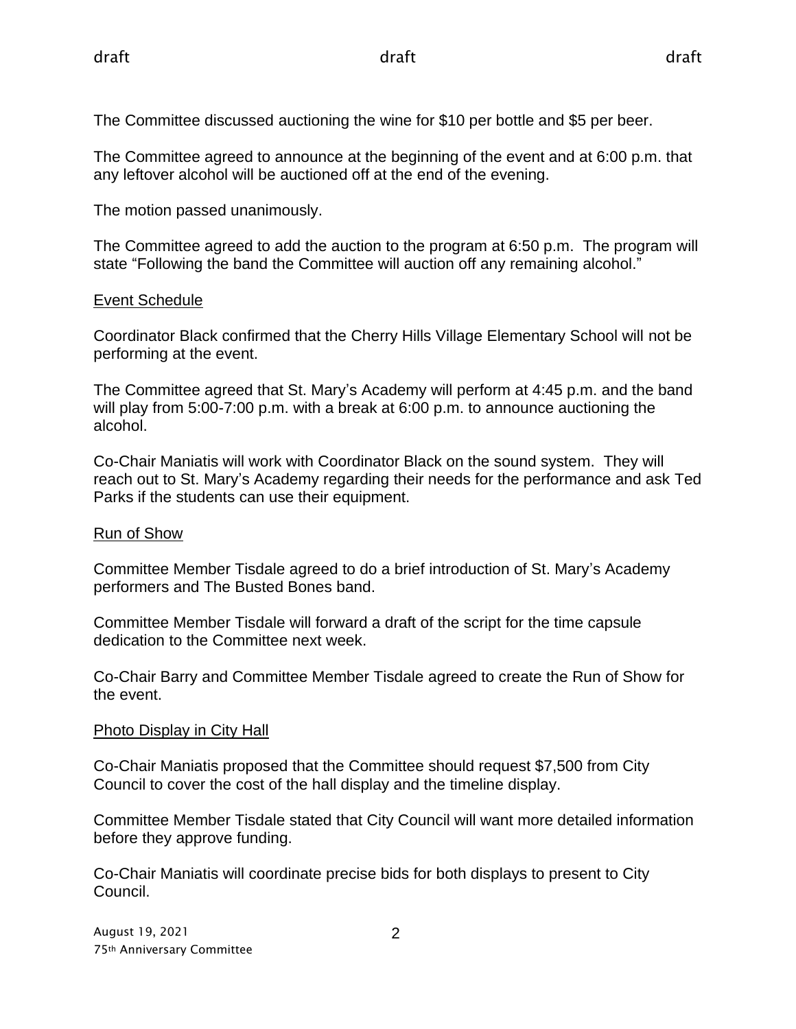The Committee discussed auctioning the wine for $10 per bottle and $5 per beer.

The Committee agreed to announce at the beginning of the event and at 6:00 p.m. that any leftover alcohol will be auctioned off at the end of the evening.

The motion passed unanimously.

The Committee agreed to add the auction to the program at 6:50 p.m. The program will state "Following the band the Committee will auction off any remaining alcohol."

## Event Schedule

Coordinator Black confirmed that the Cherry Hills Village Elementary School will not be performing at the event.

The Committee agreed that St. Mary's Academy will perform at 4:45 p.m. and the band will play from 5:00-7:00 p.m. with a break at 6:00 p.m. to announce auctioning the alcohol.

Co-Chair Maniatis will work with Coordinator Black on the sound system. They will reach out to St. Mary's Academy regarding their needs for the performance and ask Ted Parks if the students can use their equipment.

## Run of Show

Committee Member Tisdale agreed to do a brief introduction of St. Mary's Academy performers and The Busted Bones band.

Committee Member Tisdale will forward a draft of the script for the time capsule dedication to the Committee next week.

Co-Chair Barry and Committee Member Tisdale agreed to create the Run of Show for the event.

## Photo Display in City Hall

Co-Chair Maniatis proposed that the Committee should request $7,500 from City Council to cover the cost of the hall display and the timeline display.

Committee Member Tisdale stated that City Council will want more detailed information before they approve funding.

Co-Chair Maniatis will coordinate precise bids for both displays to present to City Council.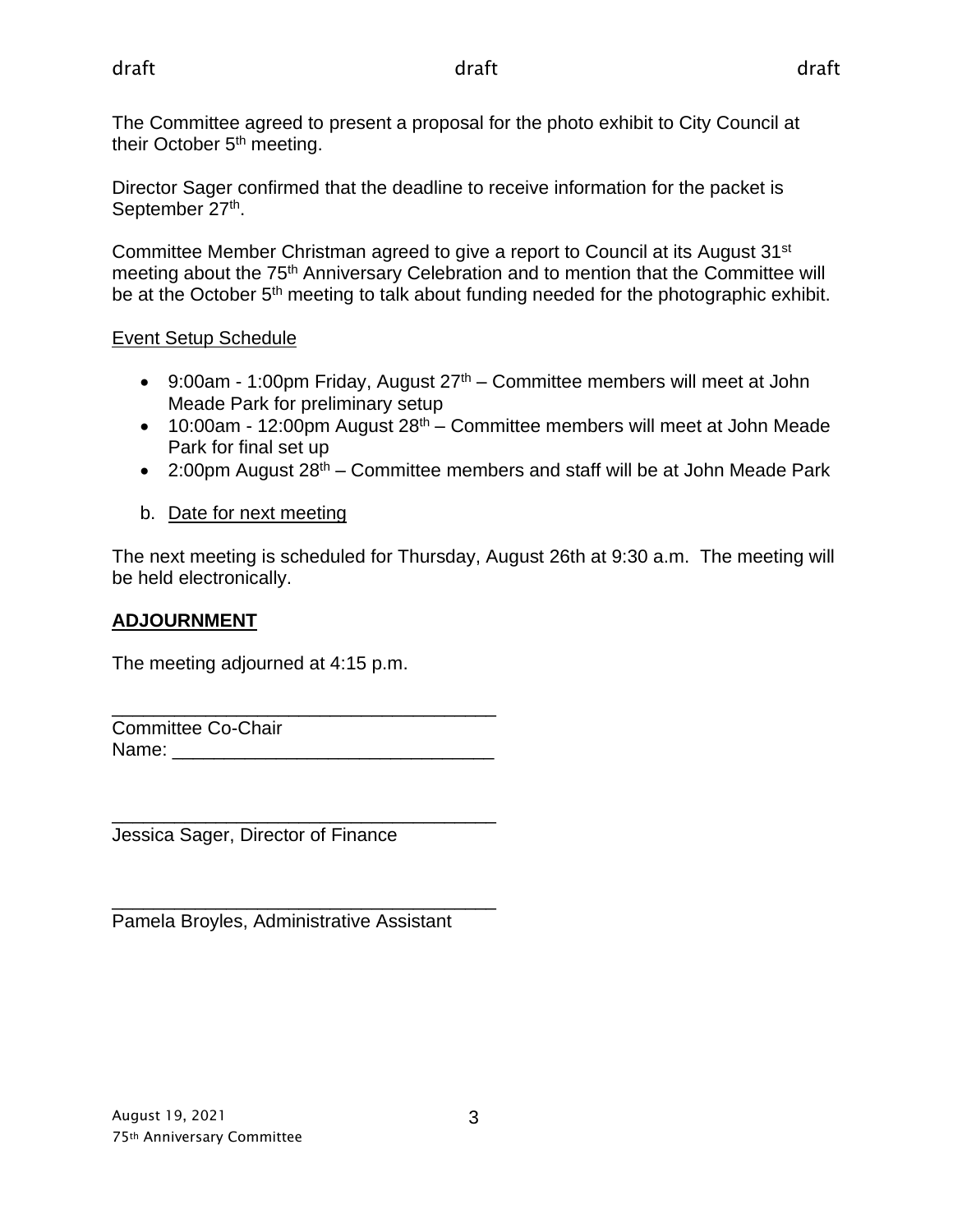The Committee agreed to present a proposal for the photo exhibit to City Council at their October 5th meeting.

Director Sager confirmed that the deadline to receive information for the packet is September 27th.

Committee Member Christman agreed to give a report to Council at its August 31st meeting about the 75th Anniversary Celebration and to mention that the Committee will be at the October 5th meeting to talk about funding needed for the photographic exhibit.

Event Setup Schedule

- 9:00am - 1:00pm Friday, August 27th – Committee members will meet at John Meade Park for preliminary setup
- 10:00am - 12:00pm August 28th – Committee members will meet at John Meade Park for final set up
- 2:00pm August 28th – Committee members and staff will be at John Meade Park

b. Date for next meeting

The next meeting is scheduled for Thursday, August 26th at 9:30 a.m. The meeting will be held electronically.

**ADJOURNMENT**

The meeting adjourned at 4:15 p.m.

_____________________________________
Committee Co-Chair
Name: _______________________________

_____________________________________
Jessica Sager, Director of Finance

_____________________________________
Pamela Broyles, Administrative Assistant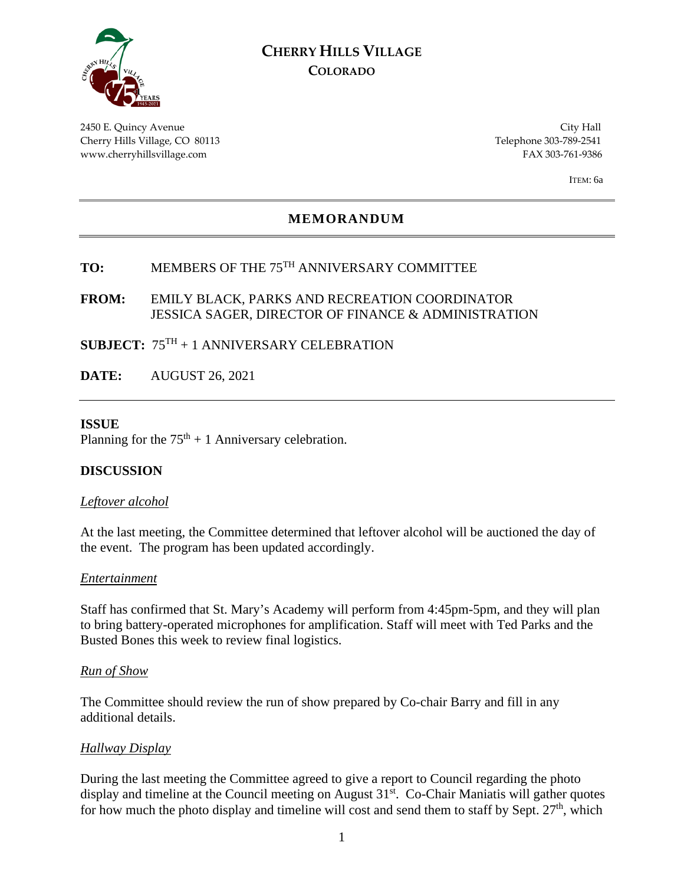# CHERRY HILLS VILLAGE
## COLORADO

2450 E. Quincy Avenue
Cherry Hills Village, CO 80113
www.cherryhillsvillage.com

City Hall
Telephone 303-789-2541
FAX 303-761-9386

ITEM: 6a

---

## MEMORANDUM

---

**TO:** MEMBERS OF THE 75TH ANNIVERSARY COMMITTEE

**FROM:** EMILY BLACK, PARKS AND RECREATION COORDINATOR
JESSICA SAGER, DIRECTOR OF FINANCE & ADMINISTRATION

**SUBJECT:** 75TH + 1 ANNIVERSARY CELEBRATION

**DATE:** AUGUST 26, 2021

---

**ISSUE**

Planning for the 75th + 1 Anniversary celebration.

**DISCUSSION**

*Leftover alcohol*

At the last meeting, the Committee determined that leftover alcohol will be auctioned the day of the event. The program has been updated accordingly.

*Entertainment*

Staff has confirmed that St. Mary's Academy will perform from 4:45pm-5pm, and they will plan to bring battery-operated microphones for amplification. Staff will meet with Ted Parks and the Busted Bones this week to review final logistics.

*Run of Show*

The Committee should review the run of show prepared by Co-chair Barry and fill in any additional details.

*Hallway Display*

During the last meeting the Committee agreed to give a report to Council regarding the photo display and timeline at the Council meeting on August 31st. Co-Chair Maniatis will gather quotes for how much the photo display and timeline will cost and send them to staff by Sept. 27th, which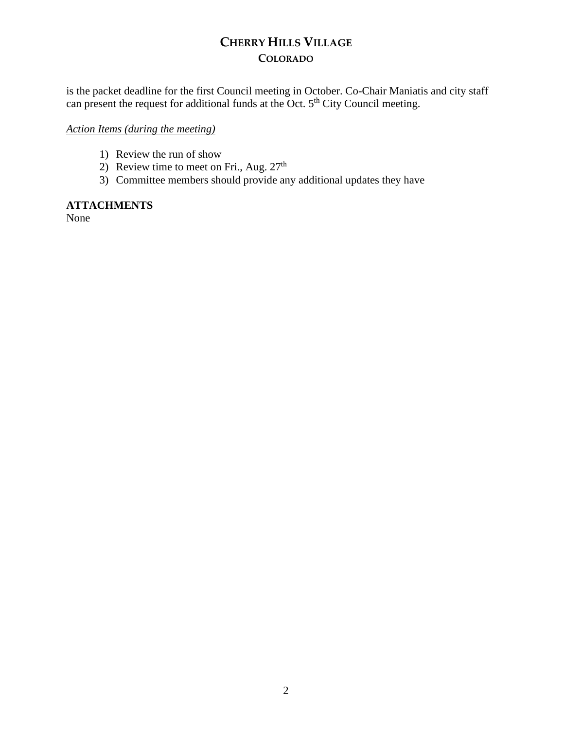is the packet deadline for the first Council meeting in October. Co-Chair Maniatis and city staff can present the request for additional funds at the Oct. 5th City Council meeting.

*Action Items (during the meeting)*

1) Review the run of show
2) Review time to meet on Fri., Aug. 27th
3) Committee members should provide any additional updates they have

**ATTACHMENTS**
None